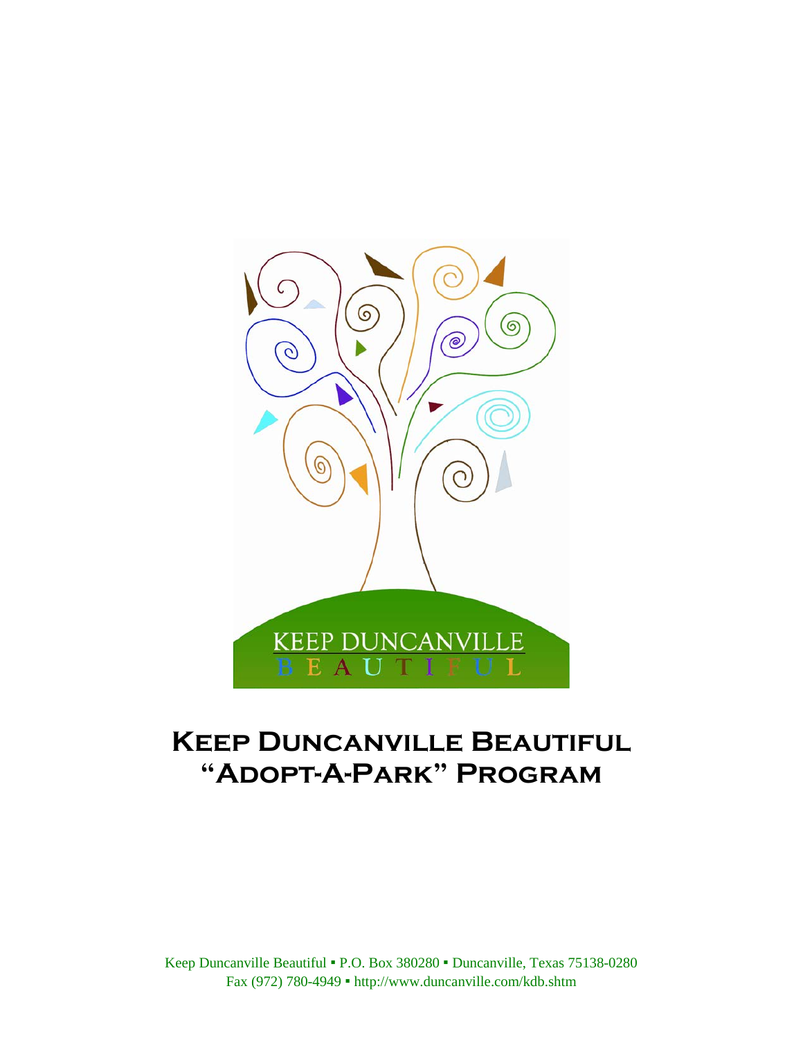# Keep Duncanville Beautiful "Adopt-A-Park" Program

Keep Duncanville Beautiful ▪ P.O. Box 380280 ▪ Duncanville, Texas 75138-0280
Fax (972) 780-4949 ▪ http://www.duncanville.com/kdb.shtm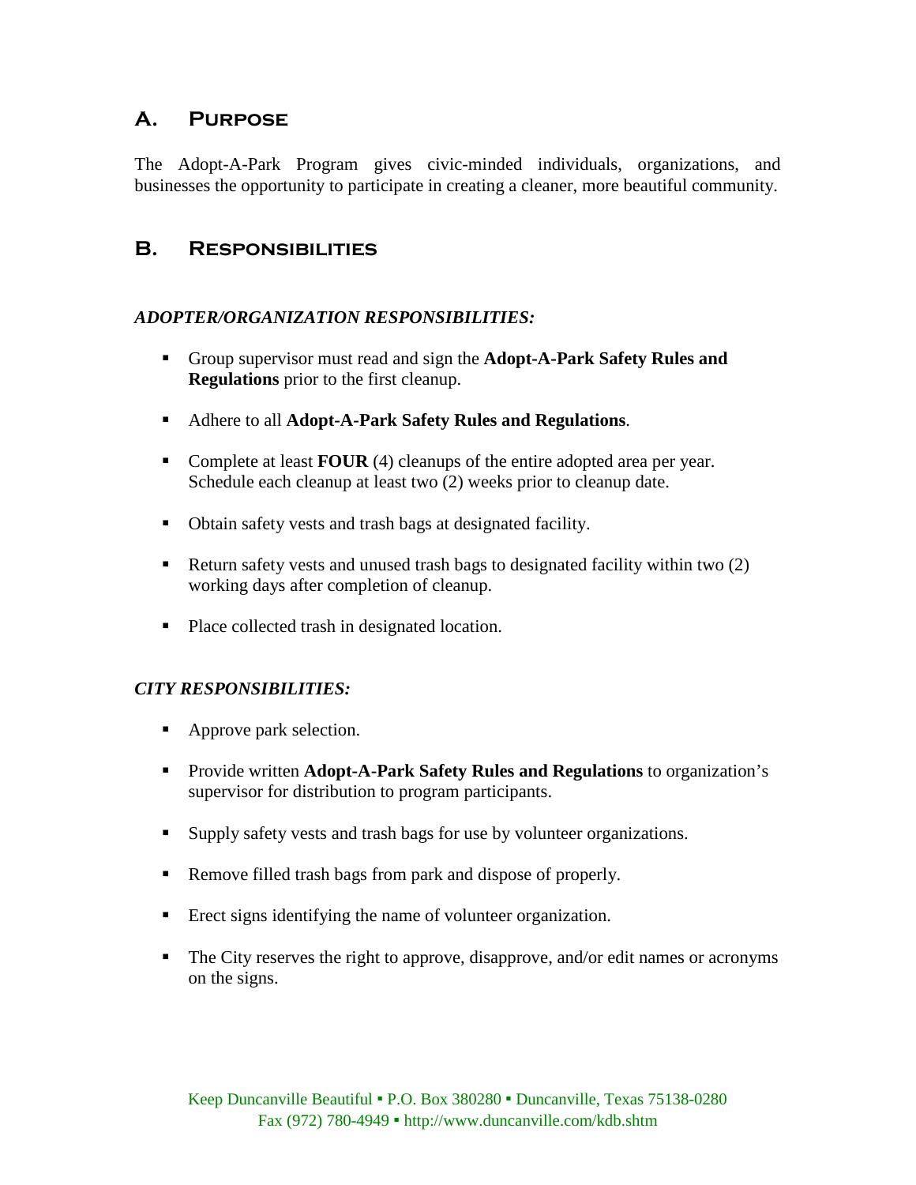## A. Purpose

The Adopt-A-Park Program gives civic-minded individuals, organizations, and businesses the opportunity to participate in creating a cleaner, more beautiful community.

## B. Responsibilities

***ADOPTER/ORGANIZATION RESPONSIBILITIES:***

- Group supervisor must read and sign the **Adopt-A-Park Safety Rules and Regulations** prior to the first cleanup.
- Adhere to all **Adopt-A-Park Safety Rules and Regulations**.
- Complete at least **FOUR** (4) cleanups of the entire adopted area per year. Schedule each cleanup at least two (2) weeks prior to cleanup date.
- Obtain safety vests and trash bags at designated facility.
- Return safety vests and unused trash bags to designated facility within two (2) working days after completion of cleanup.
- Place collected trash in designated location.

***CITY RESPONSIBILITIES:***

- Approve park selection.
- Provide written **Adopt-A-Park Safety Rules and Regulations** to organization's supervisor for distribution to program participants.
- Supply safety vests and trash bags for use by volunteer organizations.
- Remove filled trash bags from park and dispose of properly.
- Erect signs identifying the name of volunteer organization.
- The City reserves the right to approve, disapprove, and/or edit names or acronyms on the signs.

Keep Duncanville Beautiful ▪ P.O. Box 380280 ▪ Duncanville, Texas 75138-0280
Fax (972) 780-4949 ▪ http://www.duncanville.com/kdb.shtm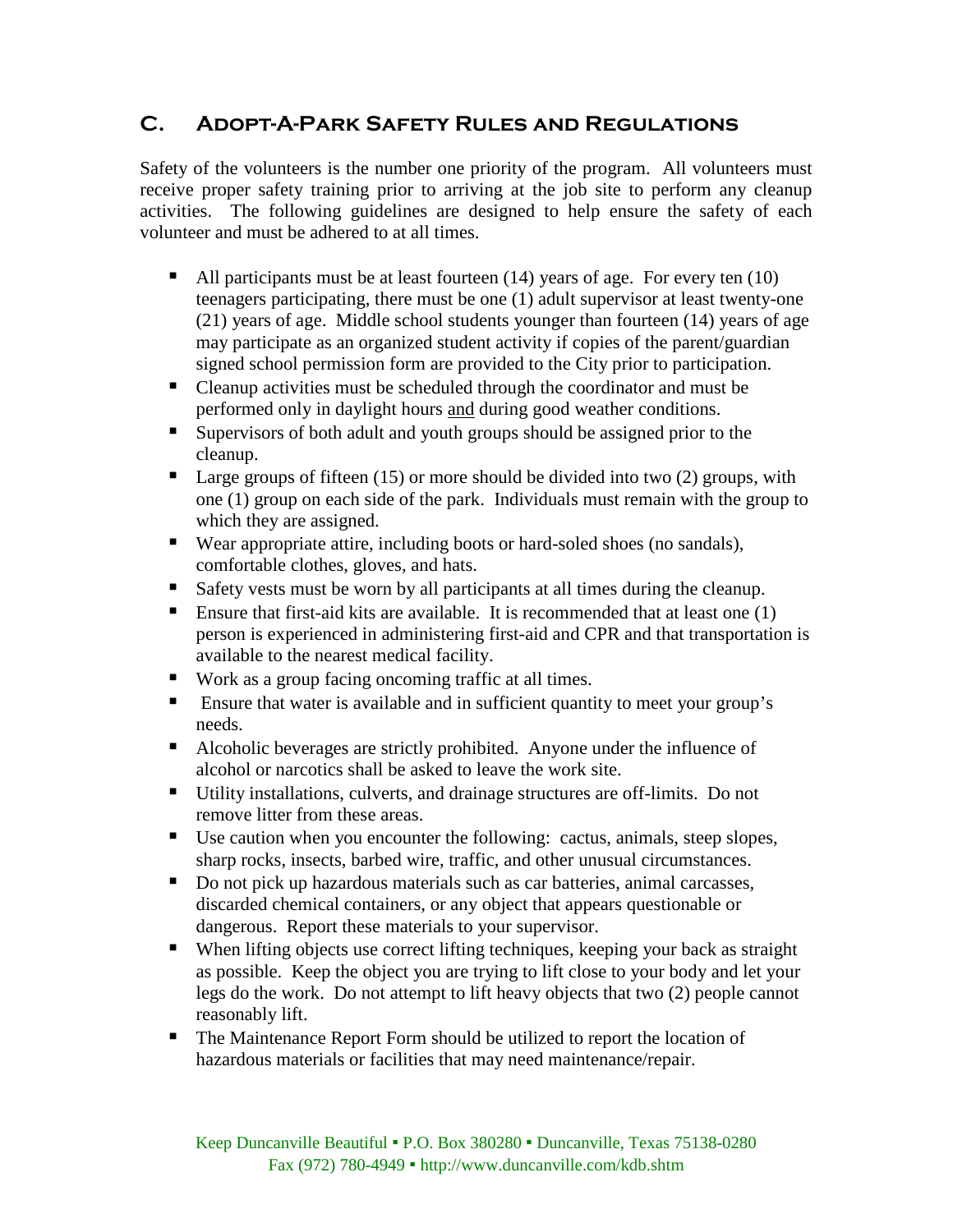## C. Adopt-A-Park Safety Rules and Regulations

Safety of the volunteers is the number one priority of the program. All volunteers must receive proper safety training prior to arriving at the job site to perform any cleanup activities. The following guidelines are designed to help ensure the safety of each volunteer and must be adhered to at all times.

- All participants must be at least fourteen (14) years of age. For every ten (10) teenagers participating, there must be one (1) adult supervisor at least twenty-one (21) years of age. Middle school students younger than fourteen (14) years of age may participate as an organized student activity if copies of the parent/guardian signed school permission form are provided to the City prior to participation.
- Cleanup activities must be scheduled through the coordinator and must be performed only in daylight hours and during good weather conditions.
- Supervisors of both adult and youth groups should be assigned prior to the cleanup.
- Large groups of fifteen (15) or more should be divided into two (2) groups, with one (1) group on each side of the park. Individuals must remain with the group to which they are assigned.
- Wear appropriate attire, including boots or hard-soled shoes (no sandals), comfortable clothes, gloves, and hats.
- Safety vests must be worn by all participants at all times during the cleanup.
- Ensure that first-aid kits are available. It is recommended that at least one (1) person is experienced in administering first-aid and CPR and that transportation is available to the nearest medical facility.
- Work as a group facing oncoming traffic at all times.
- Ensure that water is available and in sufficient quantity to meet your group's needs.
- Alcoholic beverages are strictly prohibited. Anyone under the influence of alcohol or narcotics shall be asked to leave the work site.
- Utility installations, culverts, and drainage structures are off-limits. Do not remove litter from these areas.
- Use caution when you encounter the following: cactus, animals, steep slopes, sharp rocks, insects, barbed wire, traffic, and other unusual circumstances.
- Do not pick up hazardous materials such as car batteries, animal carcasses, discarded chemical containers, or any object that appears questionable or dangerous. Report these materials to your supervisor.
- When lifting objects use correct lifting techniques, keeping your back as straight as possible. Keep the object you are trying to lift close to your body and let your legs do the work. Do not attempt to lift heavy objects that two (2) people cannot reasonably lift.
- The Maintenance Report Form should be utilized to report the location of hazardous materials or facilities that may need maintenance/repair.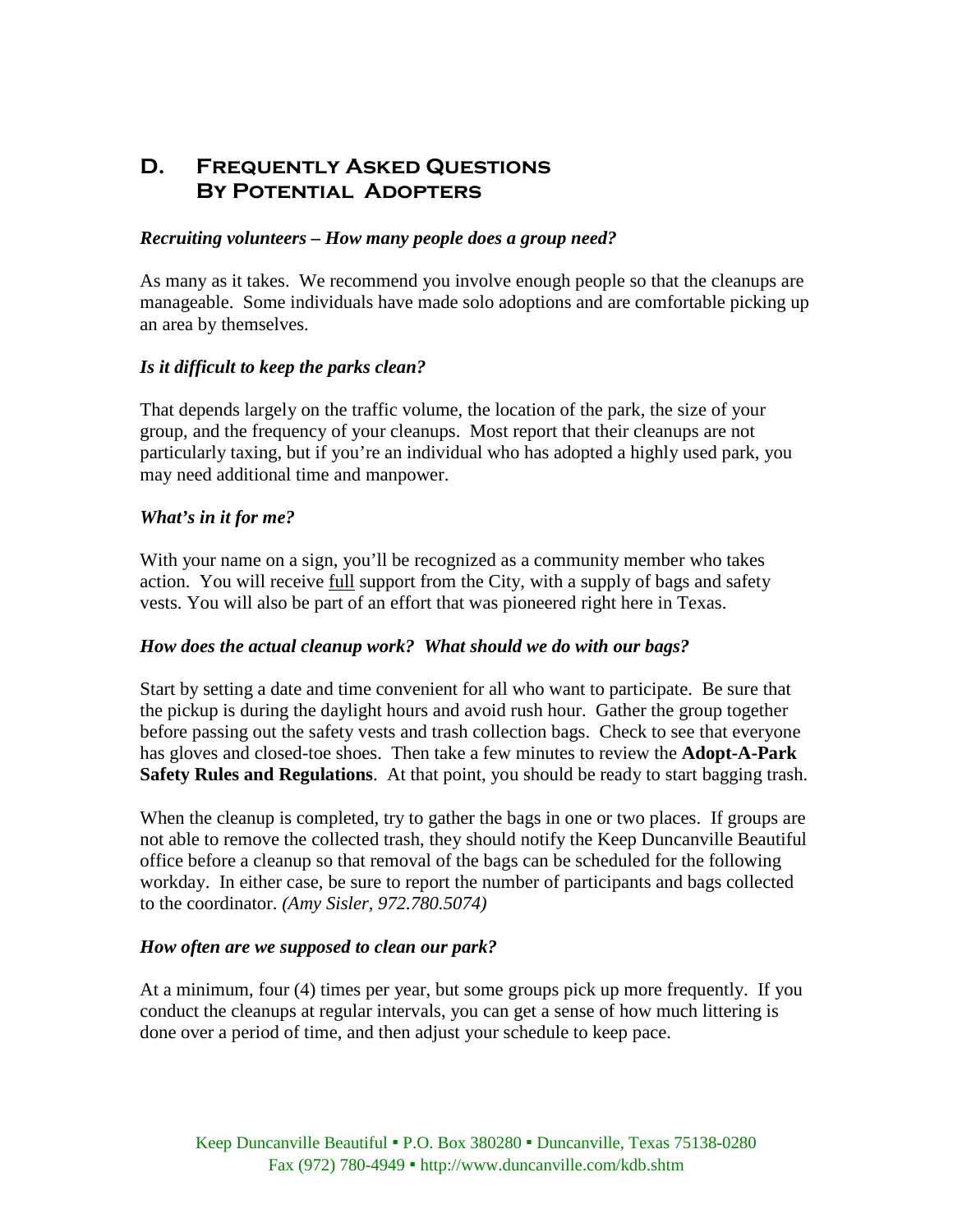## D. Frequently Asked Questions By Potential Adopters

***Recruiting volunteers – How many people does a group need?***

As many as it takes. We recommend you involve enough people so that the cleanups are manageable. Some individuals have made solo adoptions and are comfortable picking up an area by themselves.

***Is it difficult to keep the parks clean?***

That depends largely on the traffic volume, the location of the park, the size of your group, and the frequency of your cleanups. Most report that their cleanups are not particularly taxing, but if you're an individual who has adopted a highly used park, you may need additional time and manpower.

***What's in it for me?***

With your name on a sign, you'll be recognized as a community member who takes action. You will receive <u>full</u> support from the City, with a supply of bags and safety vests. You will also be part of an effort that was pioneered right here in Texas.

***How does the actual cleanup work? What should we do with our bags?***

Start by setting a date and time convenient for all who want to participate. Be sure that the pickup is during the daylight hours and avoid rush hour. Gather the group together before passing out the safety vests and trash collection bags. Check to see that everyone has gloves and closed-toe shoes. Then take a few minutes to review the **Adopt-A-Park Safety Rules and Regulations**. At that point, you should be ready to start bagging trash.

When the cleanup is completed, try to gather the bags in one or two places. If groups are not able to remove the collected trash, they should notify the Keep Duncanville Beautiful office before a cleanup so that removal of the bags can be scheduled for the following workday. In either case, be sure to report the number of participants and bags collected to the coordinator. *(Amy Sisler, 972.780.5074)*

***How often are we supposed to clean our park?***

At a minimum, four (4) times per year, but some groups pick up more frequently. If you conduct the cleanups at regular intervals, you can get a sense of how much littering is done over a period of time, and then adjust your schedule to keep pace.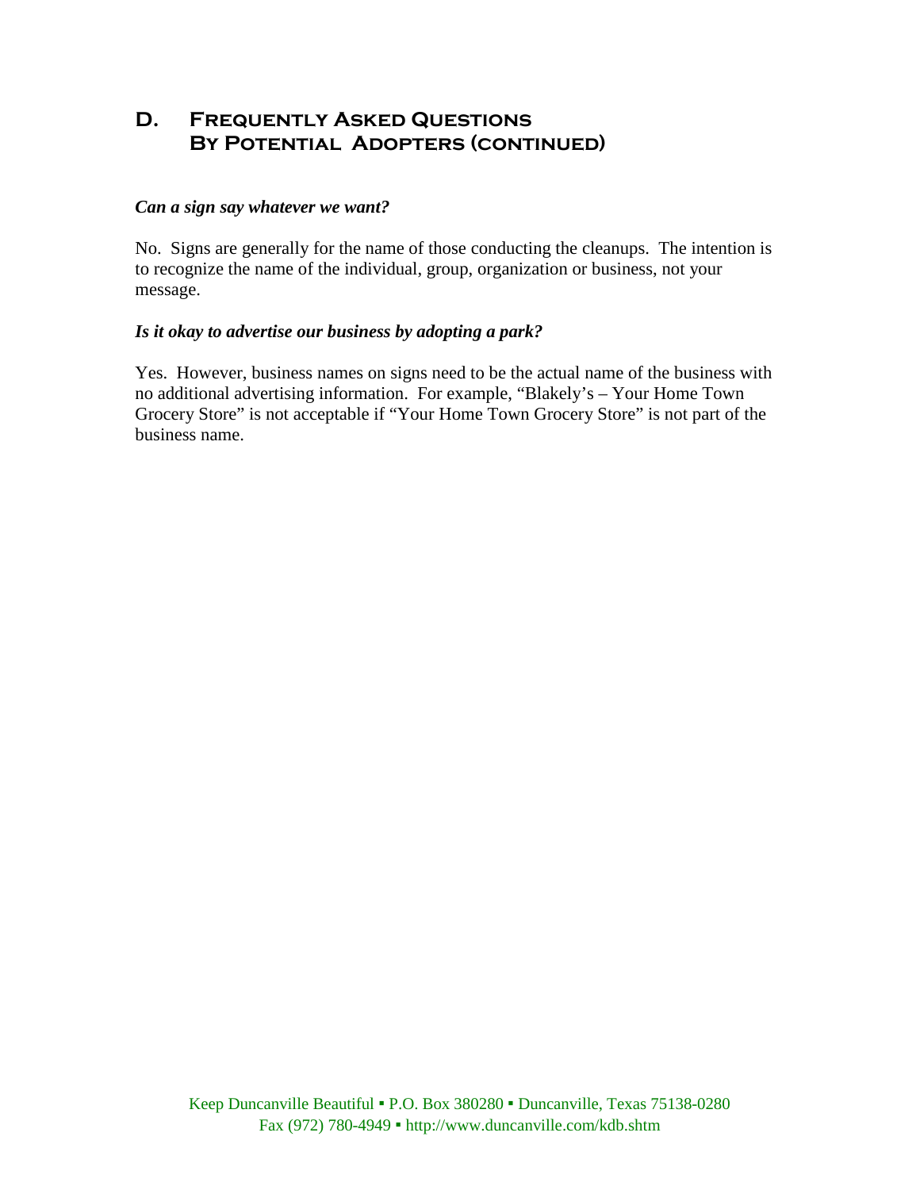## D. Frequently Asked Questions By Potential Adopters (continued)

***Can a sign say whatever we want?***

No. Signs are generally for the name of those conducting the cleanups. The intention is to recognize the name of the individual, group, organization or business, not your message.

***Is it okay to advertise our business by adopting a park?***

Yes. However, business names on signs need to be the actual name of the business with no additional advertising information. For example, "Blakely's – Your Home Town Grocery Store" is not acceptable if "Your Home Town Grocery Store" is not part of the business name.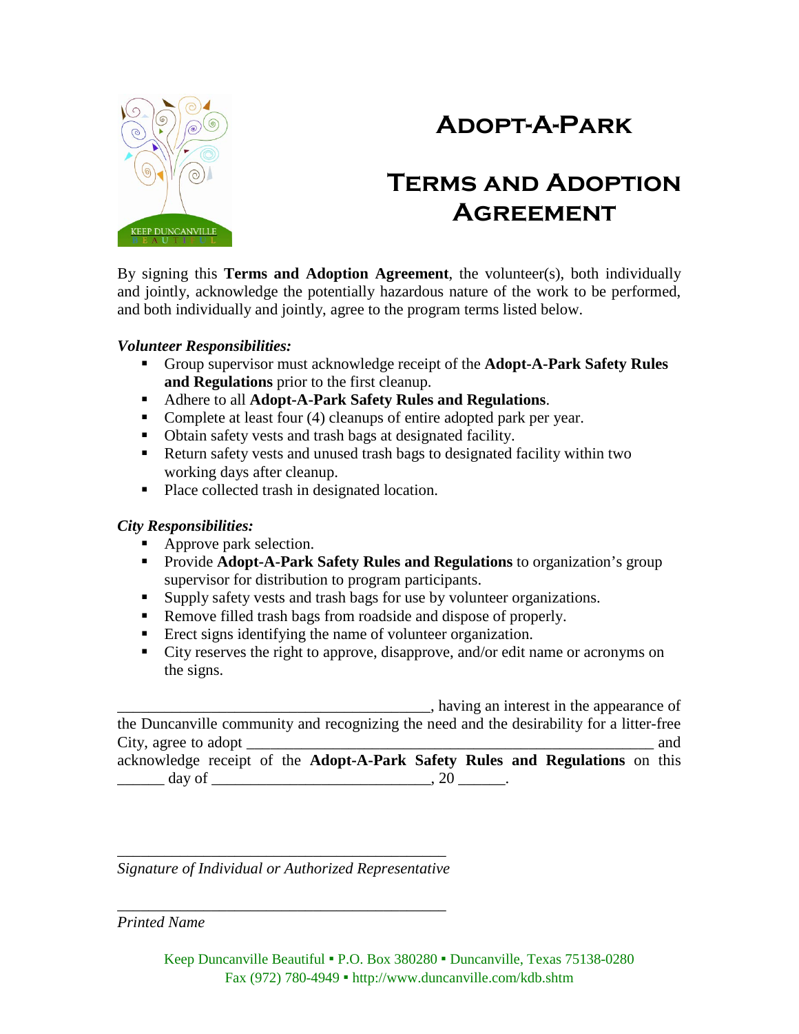# Adopt-A-Park

# Terms and Adoption Agreement

By signing this **Terms and Adoption Agreement**, the volunteer(s), both individually and jointly, acknowledge the potentially hazardous nature of the work to be performed, and both individually and jointly, agree to the program terms listed below.

***Volunteer Responsibilities:***

- Group supervisor must acknowledge receipt of the **Adopt-A-Park Safety Rules and Regulations** prior to the first cleanup.
- Adhere to all **Adopt-A-Park Safety Rules and Regulations**.
- Complete at least four (4) cleanups of entire adopted park per year.
- Obtain safety vests and trash bags at designated facility.
- Return safety vests and unused trash bags to designated facility within two working days after cleanup.
- Place collected trash in designated location.

***City Responsibilities:***

- Approve park selection.
- Provide **Adopt-A-Park Safety Rules and Regulations** to organization's group supervisor for distribution to program participants.
- Supply safety vests and trash bags for use by volunteer organizations.
- Remove filled trash bags from roadside and dispose of properly.
- Erect signs identifying the name of volunteer organization.
- City reserves the right to approve, disapprove, and/or edit name or acronyms on the signs.

________________________________________, having an interest in the appearance of the Duncanville community and recognizing the need and the desirability for a litter-free City, agree to adopt ______________________________________________________ and acknowledge receipt of the **Adopt-A-Park Safety Rules and Regulations** on this ______ day of ____________________________, 20 ______.

___________________________________________
*Signature of Individual or Authorized Representative*

___________________________________________
*Printed Name*

Keep Duncanville Beautiful ▪ P.O. Box 380280 ▪ Duncanville, Texas 75138-0280
Fax (972) 780-4949 ▪ http://www.duncanville.com/kdb.shtm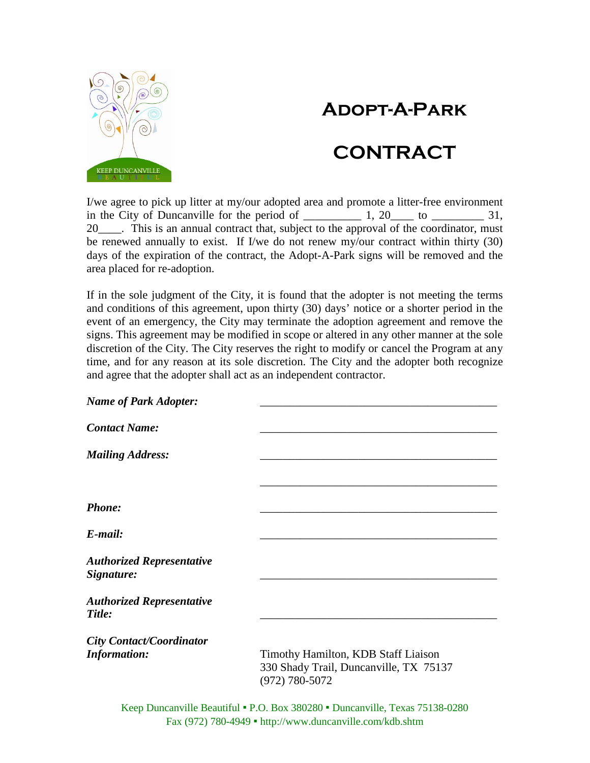# Adopt-A-Park

# CONTRACT

I/we agree to pick up litter at my/our adopted area and promote a litter-free environment in the City of Duncanville for the period of __________ 1, 20____ to _________ 31, 20____. This is an annual contract that, subject to the approval of the coordinator, must be renewed annually to exist. If I/we do not renew my/our contract within thirty (30) days of the expiration of the contract, the Adopt-A-Park signs will be removed and the area placed for re-adoption.

If in the sole judgment of the City, it is found that the adopter is not meeting the terms and conditions of this agreement, upon thirty (30) days' notice or a shorter period in the event of an emergency, the City may terminate the adoption agreement and remove the signs. This agreement may be modified in scope or altered in any other manner at the sole discretion of the City. The City reserves the right to modify or cancel the Program at any time, and for any reason at its sole discretion. The City and the adopter both recognize and agree that the adopter shall act as an independent contractor.

***Name of Park Adopter:*** ________________________________________

***Contact Name:*** ________________________________________

***Mailing Address:*** ________________________________________

________________________________________

***Phone:*** ________________________________________

***E-mail:*** ________________________________________

***Authorized Representative Signature:*** ________________________________________

***Authorized Representative Title:*** ________________________________________

***City Contact/Coordinator Information:***
Timothy Hamilton, KDB Staff Liaison
330 Shady Trail, Duncanville, TX 75137
(972) 780-5072

Keep Duncanville Beautiful ▪ P.O. Box 380280 ▪ Duncanville, Texas 75138-0280
Fax (972) 780-4949 ▪ http://www.duncanville.com/kdb.shtm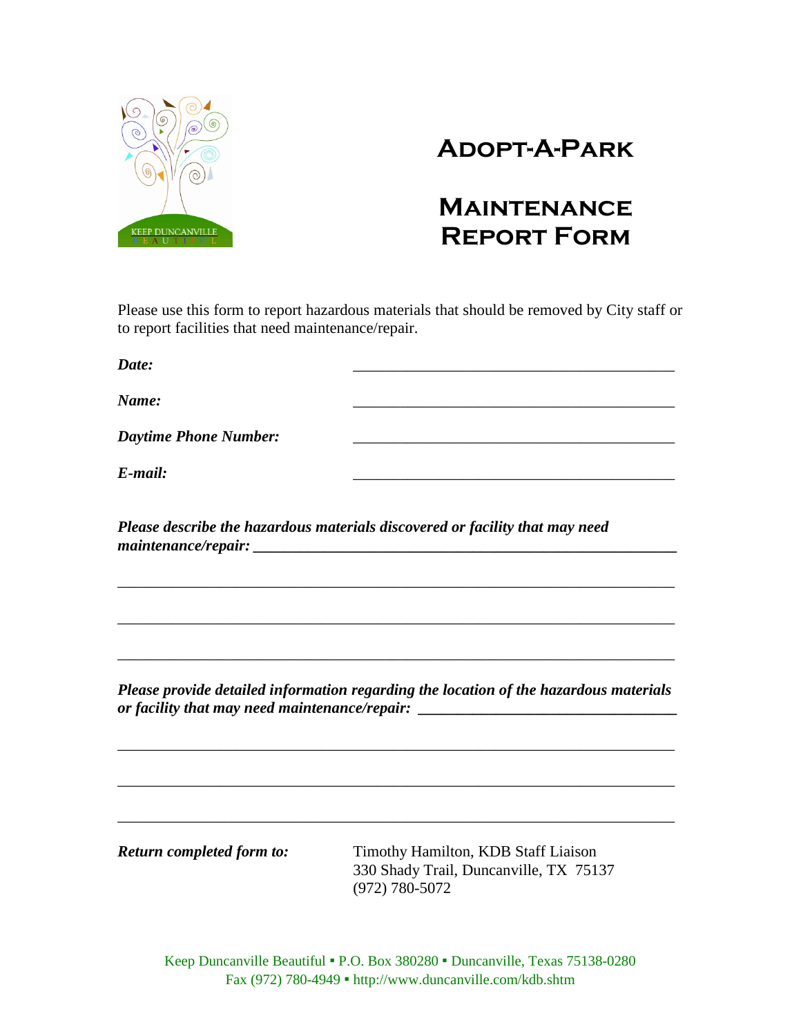# Adopt-A-Park

# Maintenance Report Form

Please use this form to report hazardous materials that should be removed by City staff or to report facilities that need maintenance/repair.

***Date:*** ________________________________________

***Name:*** ________________________________________

***Daytime Phone Number:*** ________________________________________

***E-mail:*** ________________________________________

***Please describe the hazardous materials discovered or facility that may need maintenance/repair:*** ________________________________________

________________________________________________________________________

________________________________________________________________________

________________________________________________________________________

***Please provide detailed information regarding the location of the hazardous materials or facility that may need maintenance/repair:*** ________________________________

________________________________________________________________________

________________________________________________________________________

________________________________________________________________________

***Return completed form to:***

Timothy Hamilton, KDB Staff Liaison
330 Shady Trail, Duncanville, TX 75137
(972) 780-5072

Keep Duncanville Beautiful ▪ P.O. Box 380280 ▪ Duncanville, Texas 75138-0280
Fax (972) 780-4949 ▪ http://www.duncanville.com/kdb.shtm